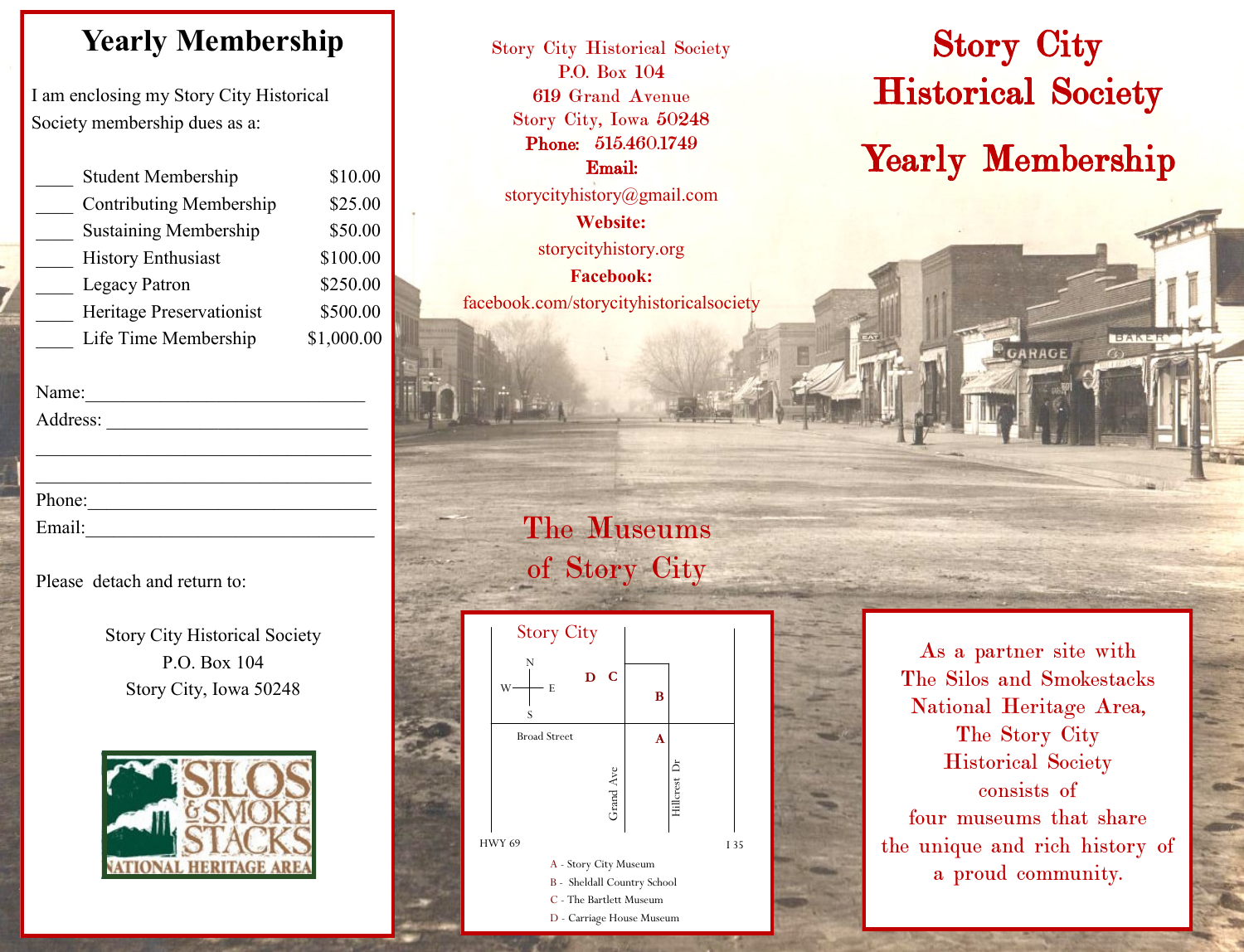## Yearly Membership

I am enclosing my Story City Historical Society membership dues as a:

| | Membership | Amount |
|---|---|---|
| ____ | Student Membership | $10.00 |
| ____ | Contributing Membership | $25.00 |
| ____ | Sustaining Membership | $50.00 |
| ____ | History Enthusiast | $100.00 |
| ____ | Legacy Patron | $250.00 |
| ____ | Heritage Preservationist | $500.00 |
| ____ | Life Time Membership | $1,000.00 |

Name:______________________________

Address: ___________________________

___________________________________

___________________________________

Phone:______________________________

Email:______________________________

Please detach and return to:

Story City Historical Society
P.O. Box 104
Story City, Iowa 50248

SILOS & SMOKESTACKS NATIONAL HERITAGE AREA

Story City Historical Society
P.O. Box 104
619 Grand Avenue
Story City, Iowa 50248
**Phone:** 515.460.1749
**Email:**
storycityhistory@gmail.com
**Website:**
storycityhistory.org
**Facebook:**
facebook.com/storycityhistoricalsociety

## The Museums of Story City

Story City

Broad Street — Grand Ave — Hillcrest Dr — HWY 69 — I 35

- A - Story City Museum
- B - Sheldall Country School
- C - The Bartlett Museum
- D - Carriage House Museum

# Story City Historical Society

# Yearly Membership

As a partner site with The Silos and Smokestacks National Heritage Area, The Story City Historical Society consists of four museums that share the unique and rich history of a proud community.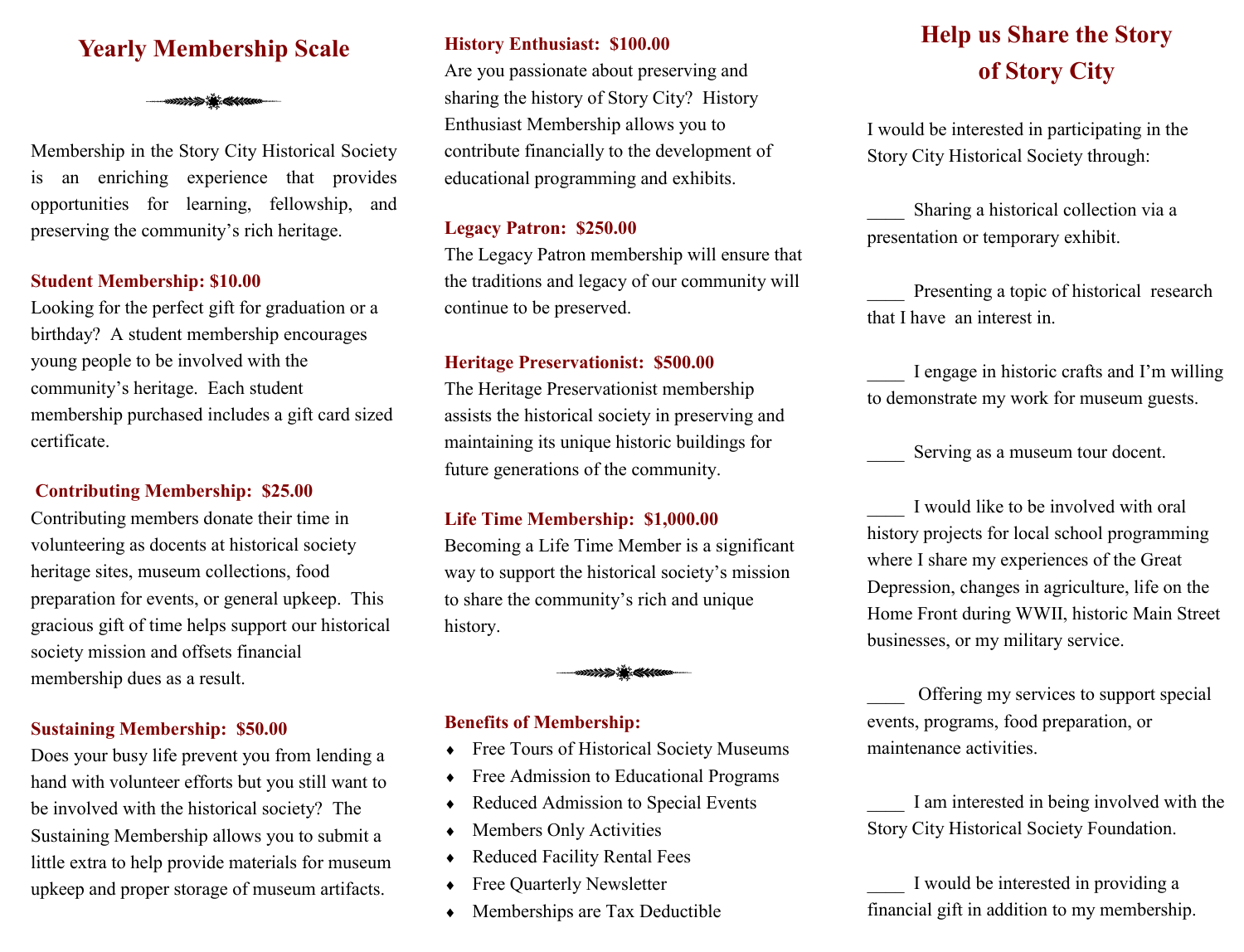## Yearly Membership Scale

Membership in the Story City Historical Society is an enriching experience that provides opportunities for learning, fellowship, and preserving the community's rich heritage.

**Student Membership: $10.00**
Looking for the perfect gift for graduation or a birthday? A student membership encourages young people to be involved with the community's heritage. Each student membership purchased includes a gift card sized certificate.

**Contributing Membership: $25.00**
Contributing members donate their time in volunteering as docents at historical society heritage sites, museum collections, food preparation for events, or general upkeep. This gracious gift of time helps support our historical society mission and offsets financial membership dues as a result.

**Sustaining Membership: $50.00**
Does your busy life prevent you from lending a hand with volunteer efforts but you still want to be involved with the historical society? The Sustaining Membership allows you to submit a little extra to help provide materials for museum upkeep and proper storage of museum artifacts.

**History Enthusiast: $100.00**
Are you passionate about preserving and sharing the history of Story City? History Enthusiast Membership allows you to contribute financially to the development of educational programming and exhibits.

**Legacy Patron: $250.00**
The Legacy Patron membership will ensure that the traditions and legacy of our community will continue to be preserved.

**Heritage Preservationist: $500.00**
The Heritage Preservationist membership assists the historical society in preserving and maintaining its unique historic buildings for future generations of the community.

**Life Time Membership: $1,000.00**
Becoming a Life Time Member is a significant way to support the historical society's mission to share the community's rich and unique history.

**Benefits of Membership:**

- Free Tours of Historical Society Museums
- Free Admission to Educational Programs
- Reduced Admission to Special Events
- Members Only Activities
- Reduced Facility Rental Fees
- Free Quarterly Newsletter
- Memberships are Tax Deductible

## Help us Share the Story of Story City

I would be interested in participating in the Story City Historical Society through:

____ Sharing a historical collection via a presentation or temporary exhibit.

____ Presenting a topic of historical research that I have an interest in.

____ I engage in historic crafts and I'm willing to demonstrate my work for museum guests.

____ Serving as a museum tour docent.

____ I would like to be involved with oral history projects for local school programming where I share my experiences of the Great Depression, changes in agriculture, life on the Home Front during WWII, historic Main Street businesses, or my military service.

____ Offering my services to support special events, programs, food preparation, or maintenance activities.

____ I am interested in being involved with the Story City Historical Society Foundation.

____ I would be interested in providing a financial gift in addition to my membership.